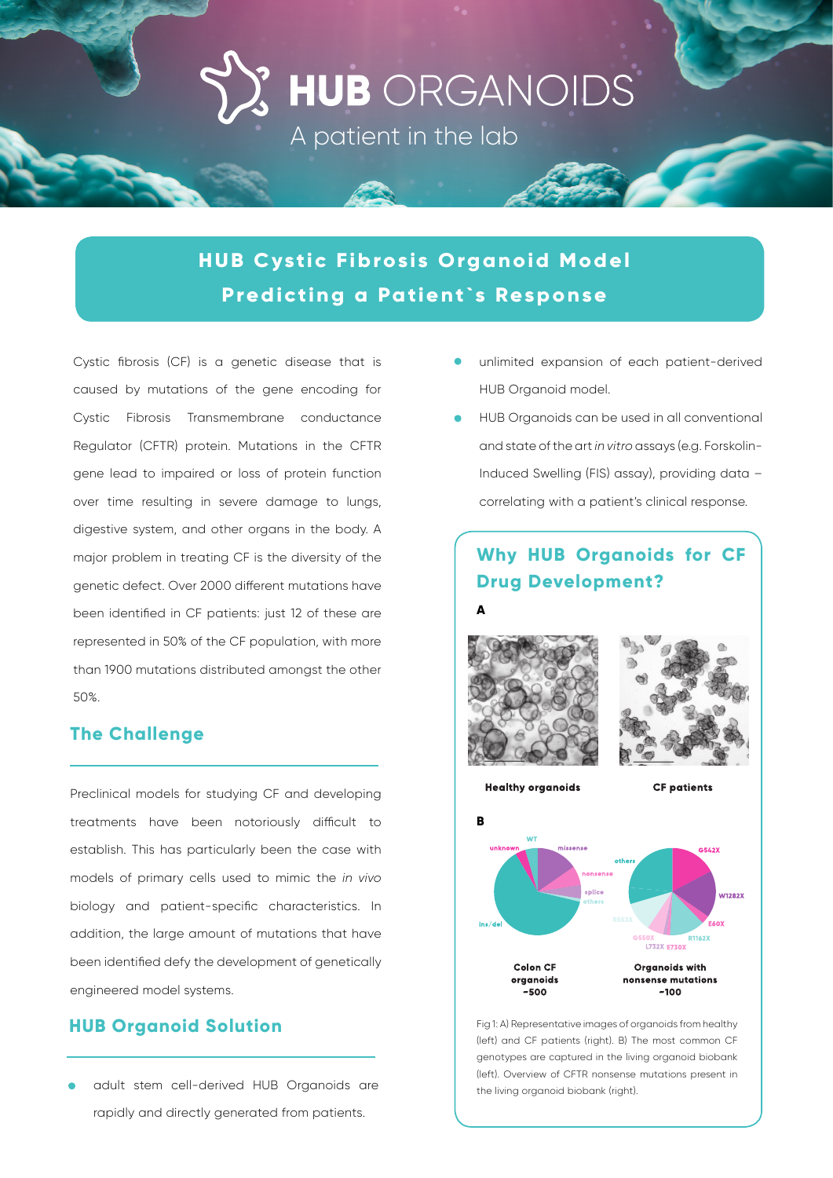# HUB ORGANOIDS

A patient in the lab

## HUB Cystic Fibrosis Organoid Model Predicting a Patient`s Response

Cystic fibrosis (CF) is a genetic disease that is caused by mutations of the gene encoding for Cystic Fibrosis Transmembrane conductance Regulator (CFTR) protein. Mutations in the CFTR gene lead to impaired or loss of protein function over time resulting in severe damage to lungs, digestive system, and other organs in the body. A major problem in treating CF is the diversity of the genetic defect. Over 2000 different mutations have been identified in CF patients: just 12 of these are represented in 50% of the CF population, with more than 1900 mutations distributed amongst the other 50%.

### The Challenge

Preclinical models for studying CF and developing treatments have been notoriously difficult to establish. This has particularly been the case with models of primary cells used to mimic the *in vivo* biology and patient-specific characteristics. In addition, the large amount of mutations that have been identified defy the development of genetically engineered model systems.

### HUB Organoid Solution

- adult stem cell-derived HUB Organoids are rapidly and directly generated from patients.
- unlimited expansion of each patient-derived HUB Organoid model.
- HUB Organoids can be used in all conventional and state of the art *in vitro* assays (e.g. Forskolin-Induced Swelling (FIS) assay), providing data – correlating with a patient's clinical response.

### Why HUB Organoids for CF Drug Development?

**A**

Healthy organoids | CF patients

**B**

Colon CF organoids ~500 | Organoids with nonsense mutations ~100

Fig 1: A) Representative images of organoids from healthy (left) and CF patients (right). B) The most common CF genotypes are captured in the living organoid biobank (left). Overview of CFTR nonsense mutations present in the living organoid biobank (right).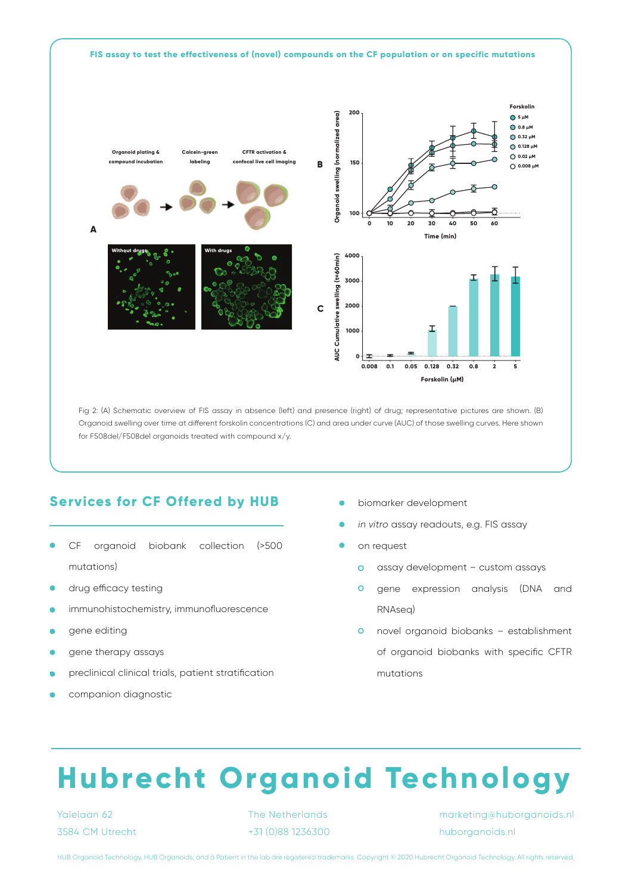**FIS assay to test the effectiveness of (novel) compounds on the CF population or on specific mutations**

A

Organoid plating & compound incubation

Calcein-green labeling

CFTR activation & confocal live cell imaging

Without drugs

With drugs

B

Organoid swelling (normalized area)

200

150

100

0 10 20 30 40 50 60

Time (min)

Forskolin

5 µM

0.8 µM

0.32 µM

0.128 µM

0.02 µM

0.008 µM

C

AUC Cumulative swelling (t=60min)

4000

3000

2000

1000

0

0.008 0.1 0.05 0.128 0.32 0.8 2 5

Forskolin (µM)

Fig 2: (A) Schematic overview of FIS assay in absence (left) and presence (right) of drug; representative pictures are shown. (B) Organoid swelling over time at different forskolin concentrations (C) and area under curve (AUC) of those swelling curves. Here shown for F508del/F508del organoids treated with compound x/y.

## Services for CF Offered by HUB

- CF organoid biobank collection (>500 mutations)
- drug efficacy testing
- immunohistochemistry, immunofluorescence
- gene editing
- gene therapy assays
- preclinical clinical trials, patient stratification
- companion diagnostic
- biomarker development
- *in vitro* assay readouts, e.g. FIS assay
- on request
  - assay development – custom assays
  - gene expression analysis (DNA and RNAseq)
  - novel organoid biobanks – establishment of organoid biobanks with specific CFTR mutations

# Hubrecht Organoid Technology

Yalelaan 62
3584 CM Utrecht

The Netherlands
+31 (0)88 1236300

marketing@huborganoids.nl
huborganoids.nl

HUB Organoid Technology, HUB Organoids, and a Patient in the lab are registered trademarks. Copyright © 2020 Hubrecht Organoid Technology. All rights reserved.